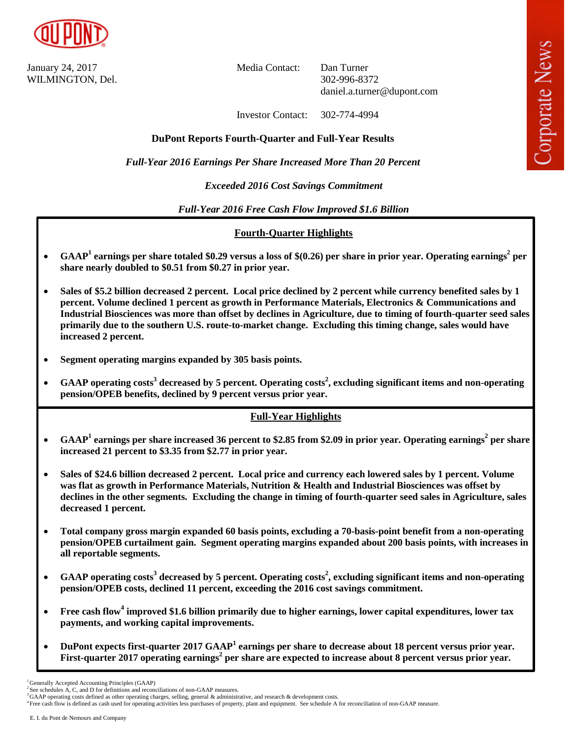January 24, 2017
WILMINGTON, Del.

Media Contact: Dan Turner
302-996-8372
daniel.a.turner@dupont.com

Investor Contact: 302-774-4994

# DuPont Reports Fourth-Quarter and Full-Year Results

*Full-Year 2016 Earnings Per Share Increased More Than 20 Percent*

*Exceeded 2016 Cost Savings Commitment*

*Full-Year 2016 Free Cash Flow Improved $1.6 Billion*

## Fourth-Quarter Highlights

- **GAAP[1] earnings per share totaled $0.29 versus a loss of $(0.26) per share in prior year. Operating earnings[2] per share nearly doubled to $0.51 from $0.27 in prior year.**
- **Sales of $5.2 billion decreased 2 percent. Local price declined by 2 percent while currency benefited sales by 1 percent. Volume declined 1 percent as growth in Performance Materials, Electronics & Communications and Industrial Biosciences was more than offset by declines in Agriculture, due to timing of fourth-quarter seed sales primarily due to the southern U.S. route-to-market change. Excluding this timing change, sales would have increased 2 percent.**
- **Segment operating margins expanded by 305 basis points.**
- **GAAP operating costs[3] decreased by 5 percent. Operating costs[2], excluding significant items and non-operating pension/OPEB benefits, declined by 9 percent versus prior year.**

## Full-Year Highlights

- **GAAP[1] earnings per share increased 36 percent to $2.85 from $2.09 in prior year. Operating earnings[2] per share increased 21 percent to $3.35 from $2.77 in prior year.**
- **Sales of $24.6 billion decreased 2 percent. Local price and currency each lowered sales by 1 percent. Volume was flat as growth in Performance Materials, Nutrition & Health and Industrial Biosciences was offset by declines in the other segments. Excluding the change in timing of fourth-quarter seed sales in Agriculture, sales decreased 1 percent.**
- **Total company gross margin expanded 60 basis points, excluding a 70-basis-point benefit from a non-operating pension/OPEB curtailment gain. Segment operating margins expanded about 200 basis points, with increases in all reportable segments.**
- **GAAP operating costs[3] decreased by 5 percent. Operating costs[2], excluding significant items and non-operating pension/OPEB costs, declined 11 percent, exceeding the 2016 cost savings commitment.**
- **Free cash flow[4] improved $1.6 billion primarily due to higher earnings, lower capital expenditures, lower tax payments, and working capital improvements.**
- **DuPont expects first-quarter 2017 GAAP[1] earnings per share to decrease about 18 percent versus prior year. First-quarter 2017 operating earnings[2] per share are expected to increase about 8 percent versus prior year.**

[1] Generally Accepted Accounting Principles (GAAP)
[2] See schedules A, C, and D for definitions and reconciliations of non-GAAP measures.
[3] GAAP operating costs defined as other operating charges, selling, general & administrative, and research & development costs.
[4] Free cash flow is defined as cash used for operating activities less purchases of property, plant and equipment. See schedule A for reconciliation of non-GAAP measure.

E. I. du Pont de Nemours and Company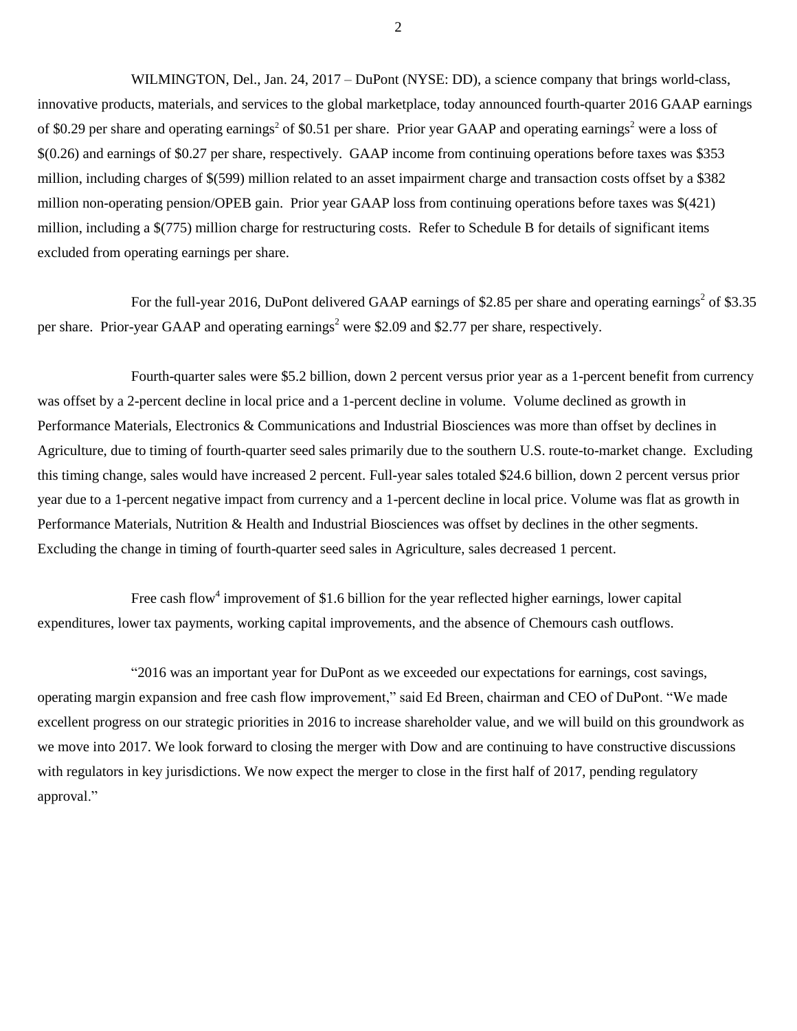WILMINGTON, Del., Jan. 24, 2017 – DuPont (NYSE: DD), a science company that brings world-class, innovative products, materials, and services to the global marketplace, today announced fourth-quarter 2016 GAAP earnings of $0.29 per share and operating earnings[2] of $0.51 per share. Prior year GAAP and operating earnings[2] were a loss of $(0.26) and earnings of $0.27 per share, respectively. GAAP income from continuing operations before taxes was $353 million, including charges of $(599) million related to an asset impairment charge and transaction costs offset by a $382 million non-operating pension/OPEB gain. Prior year GAAP loss from continuing operations before taxes was $(421) million, including a $(775) million charge for restructuring costs. Refer to Schedule B for details of significant items excluded from operating earnings per share.

For the full-year 2016, DuPont delivered GAAP earnings of $2.85 per share and operating earnings[2] of $3.35 per share. Prior-year GAAP and operating earnings[2] were $2.09 and $2.77 per share, respectively.

Fourth-quarter sales were $5.2 billion, down 2 percent versus prior year as a 1-percent benefit from currency was offset by a 2-percent decline in local price and a 1-percent decline in volume. Volume declined as growth in Performance Materials, Electronics & Communications and Industrial Biosciences was more than offset by declines in Agriculture, due to timing of fourth-quarter seed sales primarily due to the southern U.S. route-to-market change. Excluding this timing change, sales would have increased 2 percent. Full-year sales totaled $24.6 billion, down 2 percent versus prior year due to a 1-percent negative impact from currency and a 1-percent decline in local price. Volume was flat as growth in Performance Materials, Nutrition & Health and Industrial Biosciences was offset by declines in the other segments. Excluding the change in timing of fourth-quarter seed sales in Agriculture, sales decreased 1 percent.

Free cash flow[4] improvement of $1.6 billion for the year reflected higher earnings, lower capital expenditures, lower tax payments, working capital improvements, and the absence of Chemours cash outflows.

"2016 was an important year for DuPont as we exceeded our expectations for earnings, cost savings, operating margin expansion and free cash flow improvement," said Ed Breen, chairman and CEO of DuPont. "We made excellent progress on our strategic priorities in 2016 to increase shareholder value, and we will build on this groundwork as we move into 2017. We look forward to closing the merger with Dow and are continuing to have constructive discussions with regulators in key jurisdictions. We now expect the merger to close in the first half of 2017, pending regulatory approval."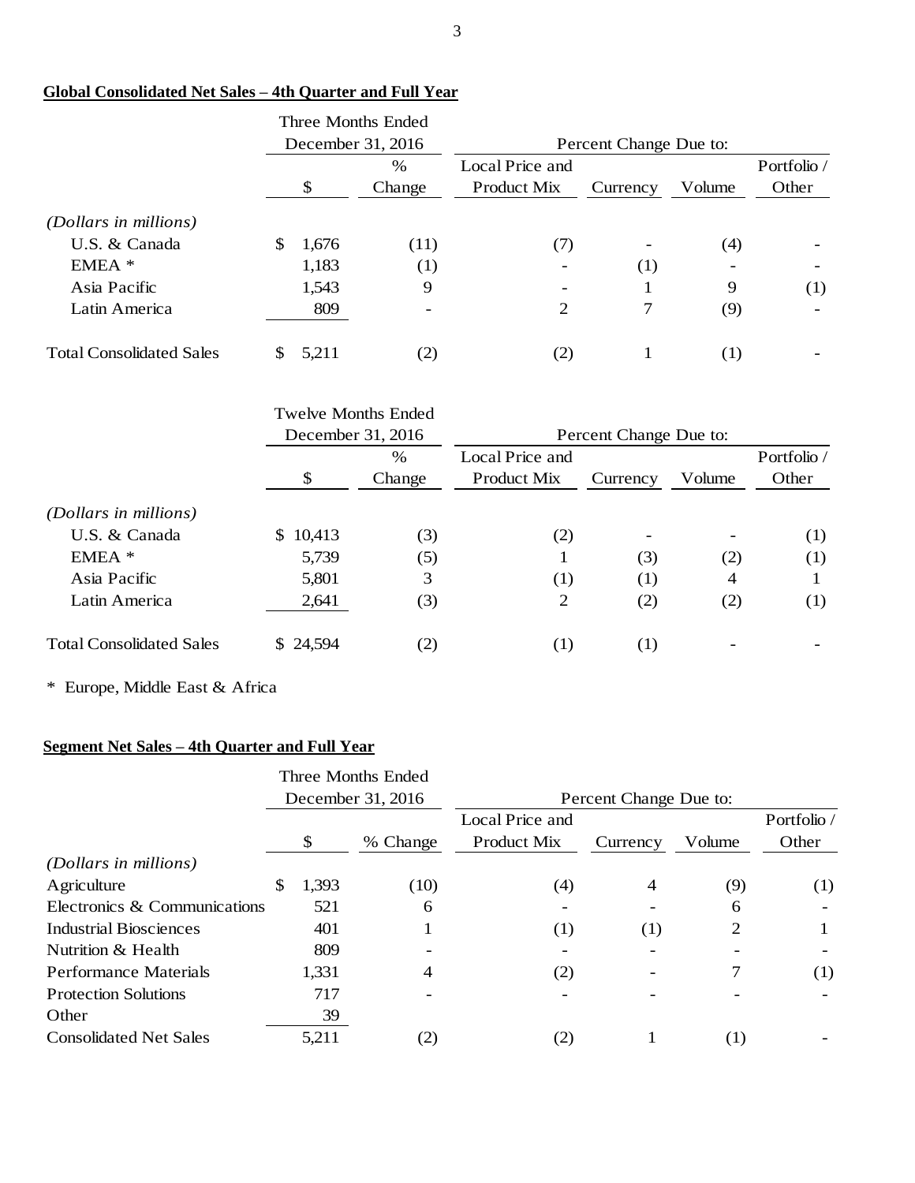**Global Consolidated Net Sales – 4th Quarter and Full Year**

| | Three Months Ended December 31, 2016 | | Percent Change Due to: | | | |
|---|---|---|---|---|---|---|
| | $ | % Change | Local Price and Product Mix | Currency | Volume | Portfolio / Other |
| *(Dollars in millions)* | | | | | | |
| U.S. & Canada | $ 1,676 | (11) | (7) | - | (4) | - |
| EMEA * | 1,183 | (1) | - | (1) | - | - |
| Asia Pacific | 1,543 | 9 | - | 1 | 9 | (1) |
| Latin America | 809 | - | 2 | 7 | (9) | - |
| Total Consolidated Sales | $ 5,211 | (2) | (2) | 1 | (1) | - |

| | Twelve Months Ended December 31, 2016 | | Percent Change Due to: | | | |
|---|---|---|---|---|---|---|
| | $ | % Change | Local Price and Product Mix | Currency | Volume | Portfolio / Other |
| *(Dollars in millions)* | | | | | | |
| U.S. & Canada | $ 10,413 | (3) | (2) | - | - | (1) |
| EMEA * | 5,739 | (5) | 1 | (3) | (2) | (1) |
| Asia Pacific | 5,801 | 3 | (1) | (1) | 4 | 1 |
| Latin America | 2,641 | (3) | 2 | (2) | (2) | (1) |
| Total Consolidated Sales | $ 24,594 | (2) | (1) | (1) | - | - |

* Europe, Middle East & Africa

**Segment Net Sales – 4th Quarter and Full Year**

| | Three Months Ended December 31, 2016 | | Percent Change Due to: | | | |
|---|---|---|---|---|---|---|
| | $ | % Change | Local Price and Product Mix | Currency | Volume | Portfolio / Other |
| *(Dollars in millions)* | | | | | | |
| Agriculture | $ 1,393 | (10) | (4) | 4 | (9) | (1) |
| Electronics & Communications | 521 | 6 | - | - | 6 | - |
| Industrial Biosciences | 401 | 1 | (1) | (1) | 2 | 1 |
| Nutrition & Health | 809 | - | - | - | - | - |
| Performance Materials | 1,331 | 4 | (2) | - | 7 | (1) |
| Protection Solutions | 717 | - | - | - | - | - |
| Other | 39 | | | | | |
| Consolidated Net Sales | 5,211 | (2) | (2) | 1 | (1) | - |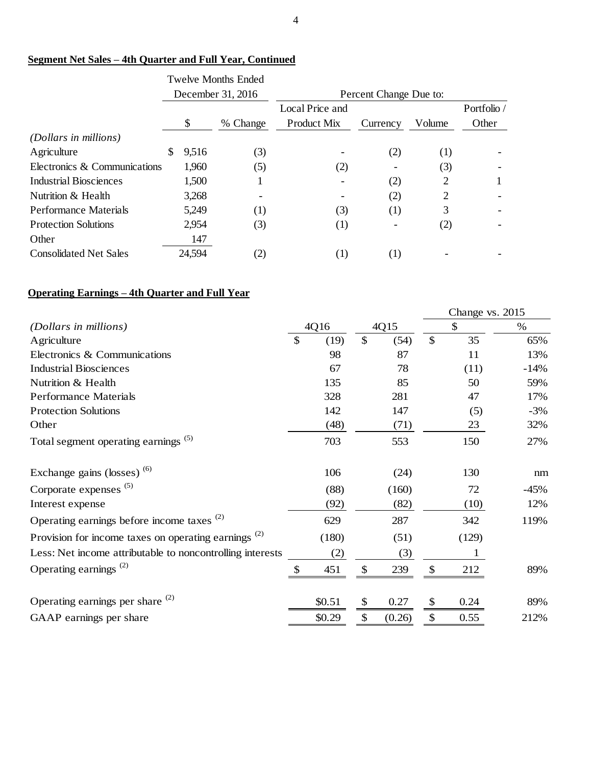## Segment Net Sales – 4th Quarter and Full Year, Continued

| (Dollars in millions) | Twelve Months Ended December 31, 2016 | | Percent Change Due to: | | | |
|---|---|---|---|---|---|---|
| | $ | % Change | Local Price and Product Mix | Currency | Volume | Portfolio / Other |
| Agriculture | $ 9,516 | (3) | - | (2) | (1) | - |
| Electronics & Communications | 1,960 | (5) | (2) | - | (3) | - |
| Industrial Biosciences | 1,500 | 1 | - | (2) | 2 | 1 |
| Nutrition & Health | 3,268 | - | - | (2) | 2 | - |
| Performance Materials | 5,249 | (1) | (3) | (1) | 3 | - |
| Protection Solutions | 2,954 | (3) | (1) | - | (2) | - |
| Other | 147 | | | | | |
| Consolidated Net Sales | 24,594 | (2) | (1) | (1) | - | - |

## Operating Earnings – 4th Quarter and Full Year

| (Dollars in millions) | 4Q16 | 4Q15 | Change vs. 2015 $ | Change vs. 2015 % |
|---|---|---|---|---|
| Agriculture | $ (19) | $ (54) | $ 35 | 65% |
| Electronics & Communications | 98 | 87 | 11 | 13% |
| Industrial Biosciences | 67 | 78 | (11) | -14% |
| Nutrition & Health | 135 | 85 | 50 | 59% |
| Performance Materials | 328 | 281 | 47 | 17% |
| Protection Solutions | 142 | 147 | (5) | -3% |
| Other | (48) | (71) | 23 | 32% |
| Total segment operating earnings (5) | 703 | 553 | 150 | 27% |
| Exchange gains (losses) (6) | 106 | (24) | 130 | nm |
| Corporate expenses (5) | (88) | (160) | 72 | -45% |
| Interest expense | (92) | (82) | (10) | 12% |
| Operating earnings before income taxes (2) | 629 | 287 | 342 | 119% |
| Provision for income taxes on operating earnings (2) | (180) | (51) | (129) | |
| Less: Net income attributable to noncontrolling interests | (2) | (3) | 1 | |
| Operating earnings (2) | $ 451 | $ 239 | $ 212 | 89% |
| Operating earnings per share (2) | $0.51 | $ 0.27 | $ 0.24 | 89% |
| GAAP earnings per share | $0.29 | $ (0.26) | $ 0.55 | 212% |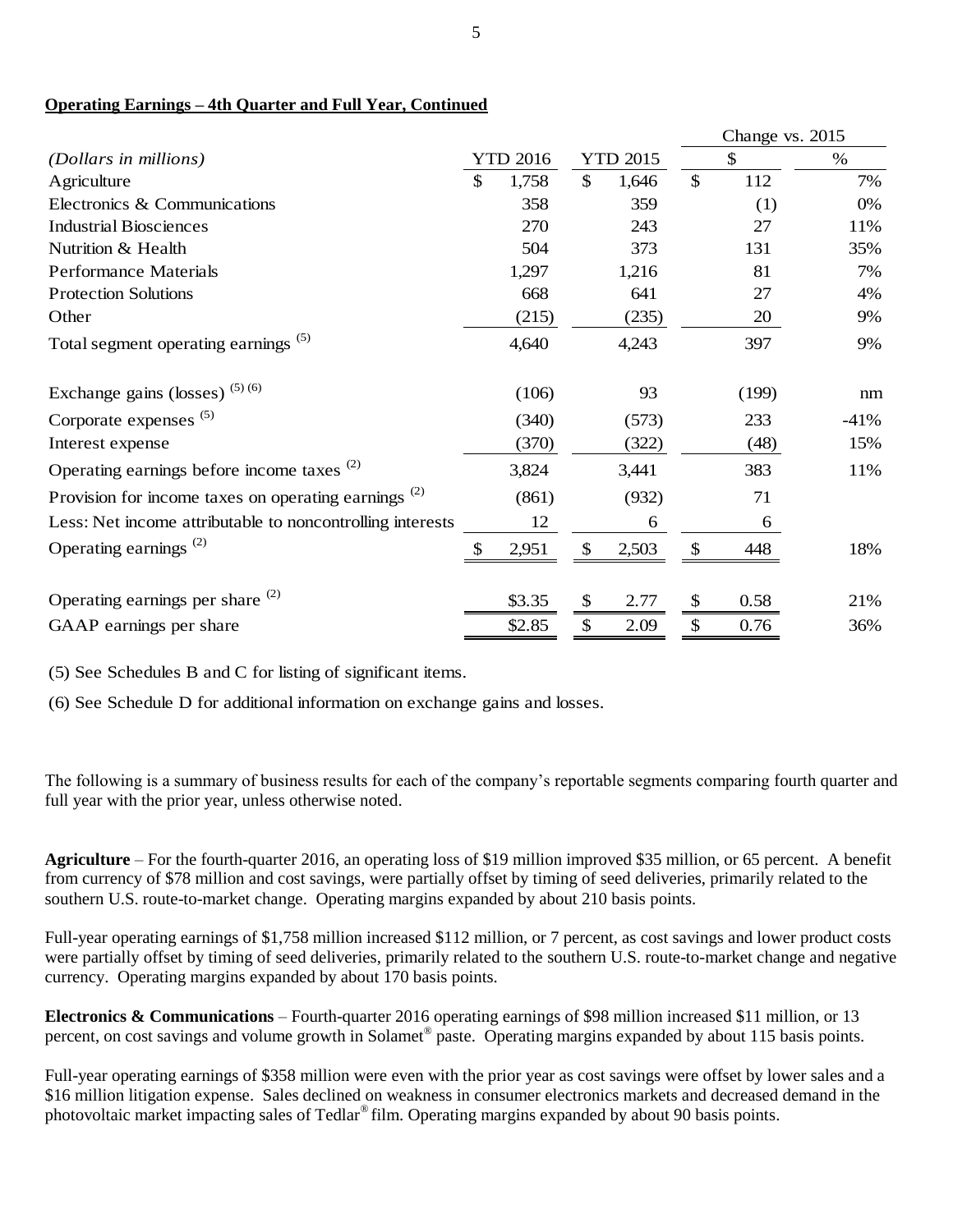**Operating Earnings – 4th Quarter and Full Year, Continued**

| *(Dollars in millions)* | YTD 2016 | YTD 2015 | Change vs. 2015 $ | Change vs. 2015 % |
|---|---|---|---|---|
| Agriculture | $ 1,758 | $ 1,646 | $ 112 | 7% |
| Electronics & Communications | 358 | 359 | (1) | 0% |
| Industrial Biosciences | 270 | 243 | 27 | 11% |
| Nutrition & Health | 504 | 373 | 131 | 35% |
| Performance Materials | 1,297 | 1,216 | 81 | 7% |
| Protection Solutions | 668 | 641 | 27 | 4% |
| Other | (215) | (235) | 20 | 9% |
| Total segment operating earnings (5) | 4,640 | 4,243 | 397 | 9% |
| Exchange gains (losses) (5) (6) | (106) | 93 | (199) | nm |
| Corporate expenses (5) | (340) | (573) | 233 | -41% |
| Interest expense | (370) | (322) | (48) | 15% |
| Operating earnings before income taxes (2) | 3,824 | 3,441 | 383 | 11% |
| Provision for income taxes on operating earnings (2) | (861) | (932) | 71 | |
| Less: Net income attributable to noncontrolling interests | 12 | 6 | 6 | |
| Operating earnings (2) | $ 2,951 | $ 2,503 | $ 448 | 18% |
| Operating earnings per share (2) | $3.35 | $ 2.77 | $ 0.58 | 21% |
| GAAP earnings per share | $2.85 | $ 2.09 | $ 0.76 | 36% |

(5) See Schedules B and C for listing of significant items.

(6) See Schedule D for additional information on exchange gains and losses.

The following is a summary of business results for each of the company's reportable segments comparing fourth quarter and full year with the prior year, unless otherwise noted.

**Agriculture** – For the fourth-quarter 2016, an operating loss of $19 million improved $35 million, or 65 percent. A benefit from currency of $78 million and cost savings, were partially offset by timing of seed deliveries, primarily related to the southern U.S. route-to-market change. Operating margins expanded by about 210 basis points.

Full-year operating earnings of $1,758 million increased $112 million, or 7 percent, as cost savings and lower product costs were partially offset by timing of seed deliveries, primarily related to the southern U.S. route-to-market change and negative currency. Operating margins expanded by about 170 basis points.

**Electronics & Communications** – Fourth-quarter 2016 operating earnings of $98 million increased $11 million, or 13 percent, on cost savings and volume growth in Solamet® paste. Operating margins expanded by about 115 basis points.

Full-year operating earnings of $358 million were even with the prior year as cost savings were offset by lower sales and a $16 million litigation expense. Sales declined on weakness in consumer electronics markets and decreased demand in the photovoltaic market impacting sales of Tedlar® film. Operating margins expanded by about 90 basis points.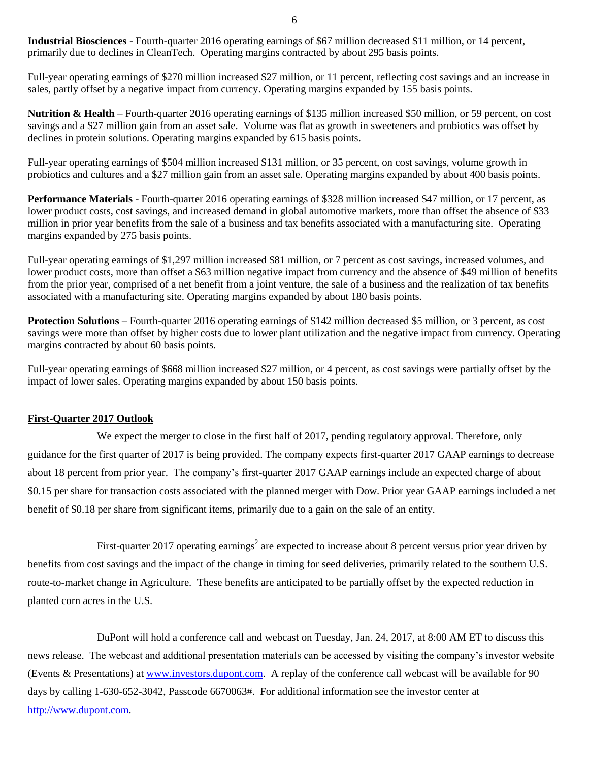**Industrial Biosciences** - Fourth-quarter 2016 operating earnings of $67 million decreased $11 million, or 14 percent, primarily due to declines in CleanTech. Operating margins contracted by about 295 basis points.

Full-year operating earnings of $270 million increased $27 million, or 11 percent, reflecting cost savings and an increase in sales, partly offset by a negative impact from currency. Operating margins expanded by 155 basis points.

**Nutrition & Health** – Fourth-quarter 2016 operating earnings of $135 million increased $50 million, or 59 percent, on cost savings and a $27 million gain from an asset sale. Volume was flat as growth in sweeteners and probiotics was offset by declines in protein solutions. Operating margins expanded by 615 basis points.

Full-year operating earnings of $504 million increased $131 million, or 35 percent, on cost savings, volume growth in probiotics and cultures and a $27 million gain from an asset sale. Operating margins expanded by about 400 basis points.

**Performance Materials** - Fourth-quarter 2016 operating earnings of $328 million increased $47 million, or 17 percent, as lower product costs, cost savings, and increased demand in global automotive markets, more than offset the absence of $33 million in prior year benefits from the sale of a business and tax benefits associated with a manufacturing site. Operating margins expanded by 275 basis points.

Full-year operating earnings of $1,297 million increased $81 million, or 7 percent as cost savings, increased volumes, and lower product costs, more than offset a $63 million negative impact from currency and the absence of $49 million of benefits from the prior year, comprised of a net benefit from a joint venture, the sale of a business and the realization of tax benefits associated with a manufacturing site. Operating margins expanded by about 180 basis points.

**Protection Solutions** – Fourth-quarter 2016 operating earnings of $142 million decreased $5 million, or 3 percent, as cost savings were more than offset by higher costs due to lower plant utilization and the negative impact from currency. Operating margins contracted by about 60 basis points.

Full-year operating earnings of $668 million increased $27 million, or 4 percent, as cost savings were partially offset by the impact of lower sales. Operating margins expanded by about 150 basis points.

**First-Quarter 2017 Outlook**

We expect the merger to close in the first half of 2017, pending regulatory approval. Therefore, only guidance for the first quarter of 2017 is being provided. The company expects first-quarter 2017 GAAP earnings to decrease about 18 percent from prior year. The company's first-quarter 2017 GAAP earnings include an expected charge of about $0.15 per share for transaction costs associated with the planned merger with Dow. Prior year GAAP earnings included a net benefit of $0.18 per share from significant items, primarily due to a gain on the sale of an entity.

First-quarter 2017 operating earnings[2] are expected to increase about 8 percent versus prior year driven by benefits from cost savings and the impact of the change in timing for seed deliveries, primarily related to the southern U.S. route-to-market change in Agriculture. These benefits are anticipated to be partially offset by the expected reduction in planted corn acres in the U.S.

DuPont will hold a conference call and webcast on Tuesday, Jan. 24, 2017, at 8:00 AM ET to discuss this news release. The webcast and additional presentation materials can be accessed by visiting the company's investor website (Events & Presentations) at www.investors.dupont.com. A replay of the conference call webcast will be available for 90 days by calling 1-630-652-3042, Passcode 6670063#. For additional information see the investor center at http://www.dupont.com.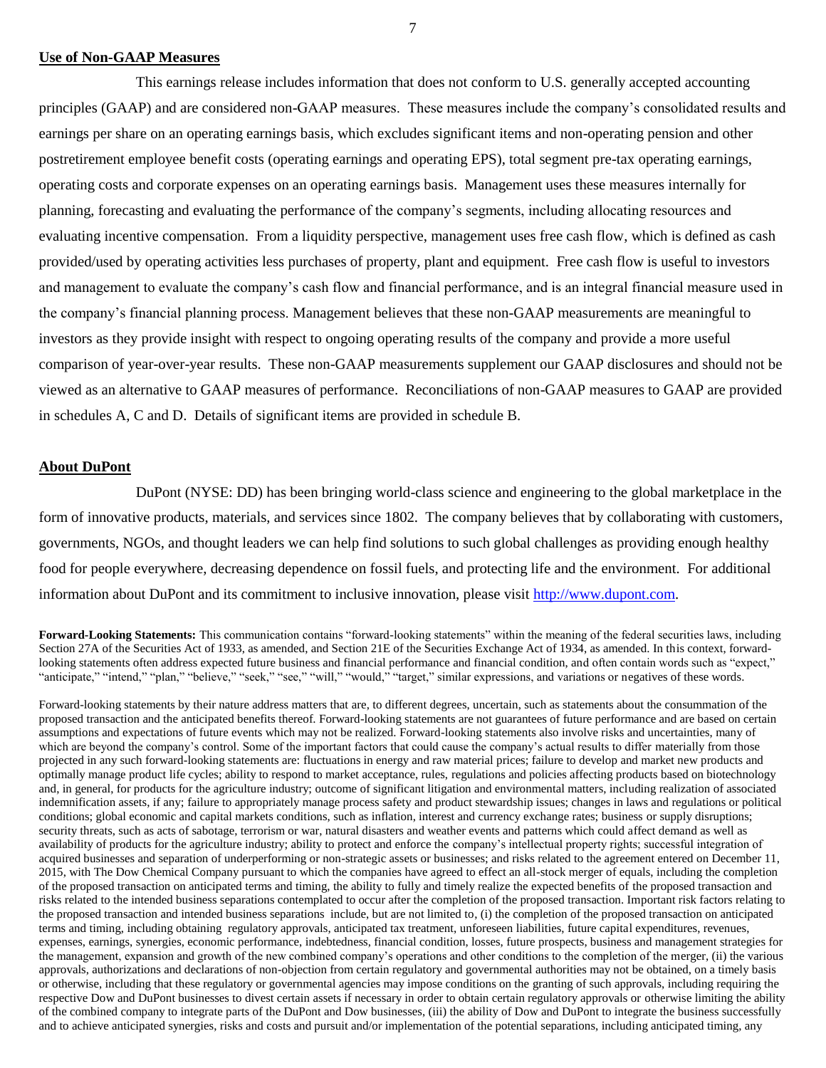## Use of Non-GAAP Measures

This earnings release includes information that does not conform to U.S. generally accepted accounting principles (GAAP) and are considered non-GAAP measures. These measures include the company's consolidated results and earnings per share on an operating earnings basis, which excludes significant items and non-operating pension and other postretirement employee benefit costs (operating earnings and operating EPS), total segment pre-tax operating earnings, operating costs and corporate expenses on an operating earnings basis. Management uses these measures internally for planning, forecasting and evaluating the performance of the company's segments, including allocating resources and evaluating incentive compensation. From a liquidity perspective, management uses free cash flow, which is defined as cash provided/used by operating activities less purchases of property, plant and equipment. Free cash flow is useful to investors and management to evaluate the company's cash flow and financial performance, and is an integral financial measure used in the company's financial planning process. Management believes that these non-GAAP measurements are meaningful to investors as they provide insight with respect to ongoing operating results of the company and provide a more useful comparison of year-over-year results. These non-GAAP measurements supplement our GAAP disclosures and should not be viewed as an alternative to GAAP measures of performance. Reconciliations of non-GAAP measures to GAAP are provided in schedules A, C and D. Details of significant items are provided in schedule B.

## About DuPont

DuPont (NYSE: DD) has been bringing world-class science and engineering to the global marketplace in the form of innovative products, materials, and services since 1802. The company believes that by collaborating with customers, governments, NGOs, and thought leaders we can help find solutions to such global challenges as providing enough healthy food for people everywhere, decreasing dependence on fossil fuels, and protecting life and the environment. For additional information about DuPont and its commitment to inclusive innovation, please visit [http://www.dupont.com](http://www.dupont.com).

**Forward-Looking Statements:** This communication contains "forward-looking statements" within the meaning of the federal securities laws, including Section 27A of the Securities Act of 1933, as amended, and Section 21E of the Securities Exchange Act of 1934, as amended. In this context, forward-looking statements often address expected future business and financial performance and financial condition, and often contain words such as "expect," "anticipate," "intend," "plan," "believe," "seek," "see," "will," "would," "target," similar expressions, and variations or negatives of these words.

Forward-looking statements by their nature address matters that are, to different degrees, uncertain, such as statements about the consummation of the proposed transaction and the anticipated benefits thereof. Forward-looking statements are not guarantees of future performance and are based on certain assumptions and expectations of future events which may not be realized. Forward-looking statements also involve risks and uncertainties, many of which are beyond the company's control. Some of the important factors that could cause the company's actual results to differ materially from those projected in any such forward-looking statements are: fluctuations in energy and raw material prices; failure to develop and market new products and optimally manage product life cycles; ability to respond to market acceptance, rules, regulations and policies affecting products based on biotechnology and, in general, for products for the agriculture industry; outcome of significant litigation and environmental matters, including realization of associated indemnification assets, if any; failure to appropriately manage process safety and product stewardship issues; changes in laws and regulations or political conditions; global economic and capital markets conditions, such as inflation, interest and currency exchange rates; business or supply disruptions; security threats, such as acts of sabotage, terrorism or war, natural disasters and weather events and patterns which could affect demand as well as availability of products for the agriculture industry; ability to protect and enforce the company's intellectual property rights; successful integration of acquired businesses and separation of underperforming or non-strategic assets or businesses; and risks related to the agreement entered on December 11, 2015, with The Dow Chemical Company pursuant to which the companies have agreed to effect an all-stock merger of equals, including the completion of the proposed transaction on anticipated terms and timing, the ability to fully and timely realize the expected benefits of the proposed transaction and risks related to the intended business separations contemplated to occur after the completion of the proposed transaction. Important risk factors relating to the proposed transaction and intended business separations include, but are not limited to, (i) the completion of the proposed transaction on anticipated terms and timing, including obtaining regulatory approvals, anticipated tax treatment, unforeseen liabilities, future capital expenditures, revenues, expenses, earnings, synergies, economic performance, indebtedness, financial condition, losses, future prospects, business and management strategies for the management, expansion and growth of the new combined company's operations and other conditions to the completion of the merger, (ii) the various approvals, authorizations and declarations of non-objection from certain regulatory and governmental authorities may not be obtained, on a timely basis or otherwise, including that these regulatory or governmental agencies may impose conditions on the granting of such approvals, including requiring the respective Dow and DuPont businesses to divest certain assets if necessary in order to obtain certain regulatory approvals or otherwise limiting the ability of the combined company to integrate parts of the DuPont and Dow businesses, (iii) the ability of Dow and DuPont to integrate the business successfully and to achieve anticipated synergies, risks and costs and pursuit and/or implementation of the potential separations, including anticipated timing, any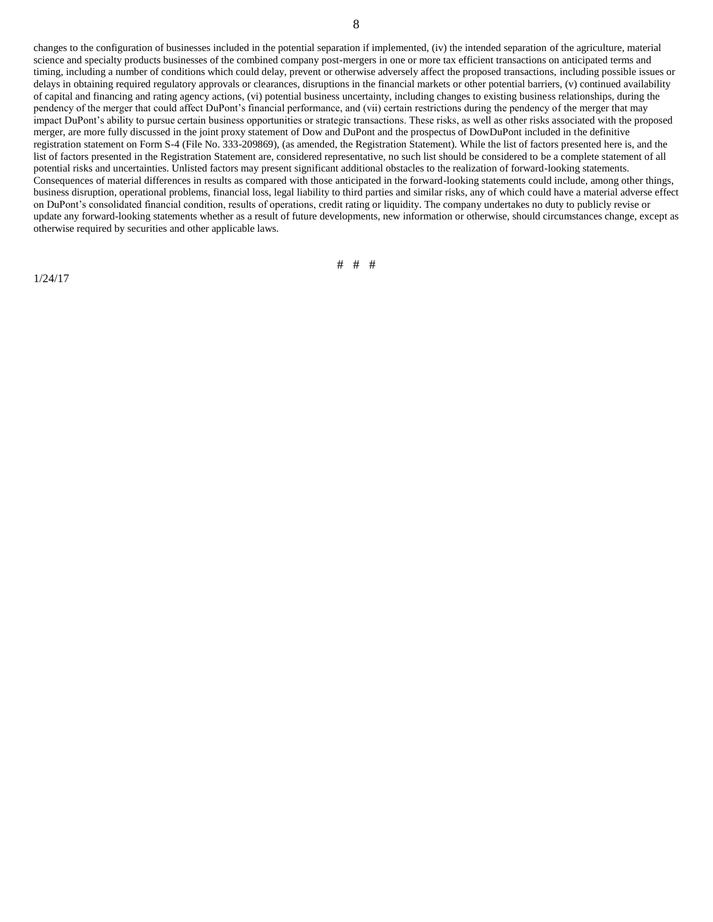changes to the configuration of businesses included in the potential separation if implemented, (iv) the intended separation of the agriculture, material science and specialty products businesses of the combined company post-mergers in one or more tax efficient transactions on anticipated terms and timing, including a number of conditions which could delay, prevent or otherwise adversely affect the proposed transactions, including possible issues or delays in obtaining required regulatory approvals or clearances, disruptions in the financial markets or other potential barriers, (v) continued availability of capital and financing and rating agency actions, (vi) potential business uncertainty, including changes to existing business relationships, during the pendency of the merger that could affect DuPont's financial performance, and (vii) certain restrictions during the pendency of the merger that may impact DuPont's ability to pursue certain business opportunities or strategic transactions. These risks, as well as other risks associated with the proposed merger, are more fully discussed in the joint proxy statement of Dow and DuPont and the prospectus of DowDuPont included in the definitive registration statement on Form S-4 (File No. 333-209869), (as amended, the Registration Statement). While the list of factors presented here is, and the list of factors presented in the Registration Statement are, considered representative, no such list should be considered to be a complete statement of all potential risks and uncertainties. Unlisted factors may present significant additional obstacles to the realization of forward-looking statements. Consequences of material differences in results as compared with those anticipated in the forward-looking statements could include, among other things, business disruption, operational problems, financial loss, legal liability to third parties and similar risks, any of which could have a material adverse effect on DuPont's consolidated financial condition, results of operations, credit rating or liquidity. The company undertakes no duty to publicly revise or update any forward-looking statements whether as a result of future developments, new information or otherwise, should circumstances change, except as otherwise required by securities and other applicable laws.

# # #

1/24/17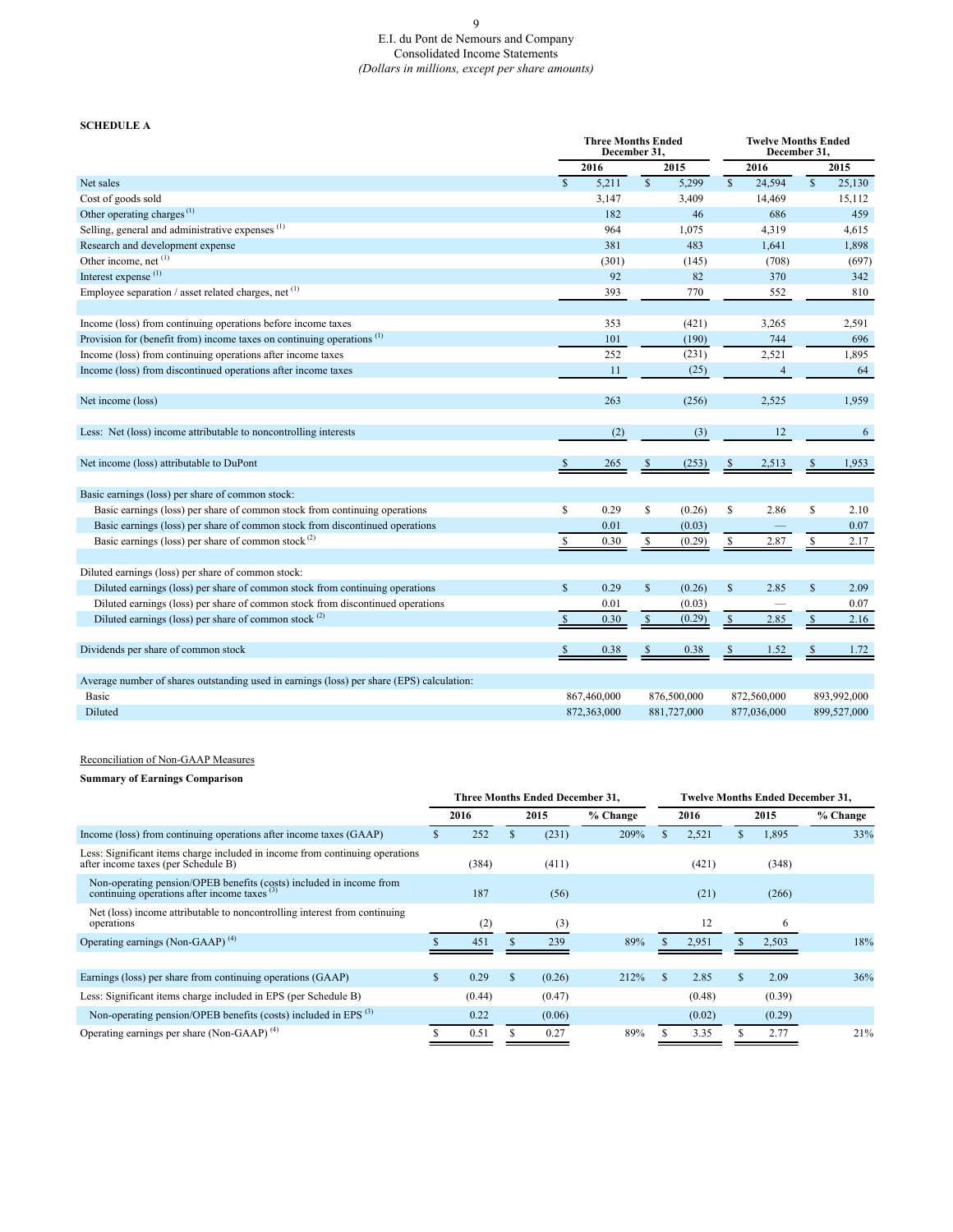# E.I. du Pont de Nemours and Company
## Consolidated Income Statements
*(Dollars in millions, except per share amounts)*

**SCHEDULE A**

| | Three Months Ended December 31, | | Twelve Months Ended December 31, | |
|---|---|---|---|---|
| | 2016 | 2015 | 2016 | 2015 |
| Net sales | $ 5,211 | $ 5,299 | $ 24,594 | $ 25,130 |
| Cost of goods sold | 3,147 | 3,409 | 14,469 | 15,112 |
| Other operating charges [1] | 182 | 46 | 686 | 459 |
| Selling, general and administrative expenses [1] | 964 | 1,075 | 4,319 | 4,615 |
| Research and development expense | 381 | 483 | 1,641 | 1,898 |
| Other income, net [1] | (301) | (145) | (708) | (697) |
| Interest expense [1] | 92 | 82 | 370 | 342 |
| Employee separation / asset related charges, net [1] | 393 | 770 | 552 | 810 |
| Income (loss) from continuing operations before income taxes | 353 | (421) | 3,265 | 2,591 |
| Provision for (benefit from) income taxes on continuing operations [1] | 101 | (190) | 744 | 696 |
| Income (loss) from continuing operations after income taxes | 252 | (231) | 2,521 | 1,895 |
| Income (loss) from discontinued operations after income taxes | 11 | (25) | 4 | 64 |
| Net income (loss) | 263 | (256) | 2,525 | 1,959 |
| Less: Net (loss) income attributable to noncontrolling interests | (2) | (3) | 12 | 6 |
| Net income (loss) attributable to DuPont | $ 265 | $ (253) | $ 2,513 | $ 1,953 |
| Basic earnings (loss) per share of common stock: | | | | |
| Basic earnings (loss) per share of common stock from continuing operations | $ 0.29 | $ (0.26) | $ 2.86 | $ 2.10 |
| Basic earnings (loss) per share of common stock from discontinued operations | 0.01 | (0.03) | — | 0.07 |
| Basic earnings (loss) per share of common stock [2] | $ 0.30 | $ (0.29) | $ 2.87 | $ 2.17 |
| Diluted earnings (loss) per share of common stock: | | | | |
| Diluted earnings (loss) per share of common stock from continuing operations | $ 0.29 | $ (0.26) | $ 2.85 | $ 2.09 |
| Diluted earnings (loss) per share of common stock from discontinued operations | 0.01 | (0.03) | — | 0.07 |
| Diluted earnings (loss) per share of common stock [2] | $ 0.30 | $ (0.29) | $ 2.85 | $ 2.16 |
| Dividends per share of common stock | $ 0.38 | $ 0.38 | $ 1.52 | $ 1.72 |
| Average number of shares outstanding used in earnings (loss) per share (EPS) calculation: | | | | |
| Basic | 867,460,000 | 876,500,000 | 872,560,000 | 893,992,000 |
| Diluted | 872,363,000 | 881,727,000 | 877,036,000 | 899,527,000 |

Reconciliation of Non-GAAP Measures

**Summary of Earnings Comparison**

| | Three Months Ended December 31, | | | Twelve Months Ended December 31, | | |
|---|---|---|---|---|---|---|
| | 2016 | 2015 | % Change | 2016 | 2015 | % Change |
| Income (loss) from continuing operations after income taxes (GAAP) | $ 252 | $ (231) | 209% | $ 2,521 | $ 1,895 | 33% |
| Less: Significant items charge included in income from continuing operations after income taxes (per Schedule B) | (384) | (411) | | (421) | (348) | |
| Non-operating pension/OPEB benefits (costs) included in income from continuing operations after income taxes [3] | 187 | (56) | | (21) | (266) | |
| Net (loss) income attributable to noncontrolling interest from continuing operations | (2) | (3) | | 12 | 6 | |
| Operating earnings (Non-GAAP) [4] | $ 451 | $ 239 | 89% | $ 2,951 | $ 2,503 | 18% |
| Earnings (loss) per share from continuing operations (GAAP) | $ 0.29 | $ (0.26) | 212% | $ 2.85 | $ 2.09 | 36% |
| Less: Significant items charge included in EPS (per Schedule B) | (0.44) | (0.47) | | (0.48) | (0.39) | |
| Non-operating pension/OPEB benefits (costs) included in EPS [3] | 0.22 | (0.06) | | (0.02) | (0.29) | |
| Operating earnings per share (Non-GAAP) [4] | $ 0.51 | $ 0.27 | 89% | $ 3.35 | $ 2.77 | 21% |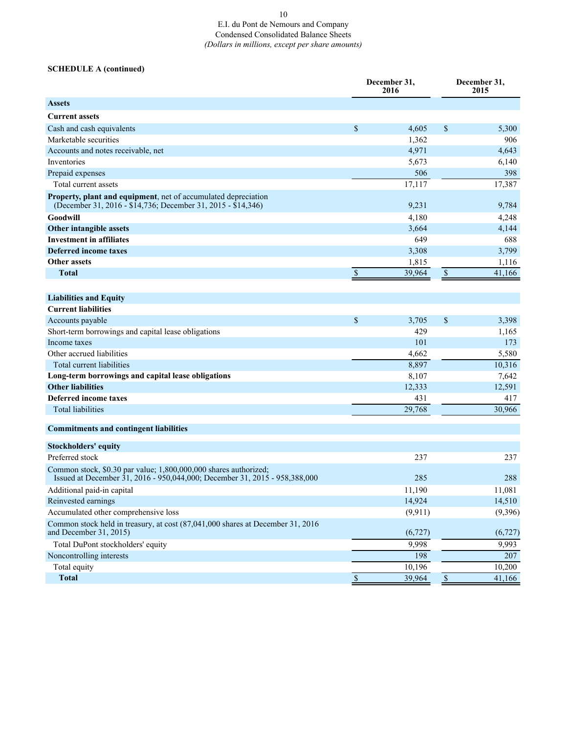E.I. du Pont de Nemours and Company
Condensed Consolidated Balance Sheets
*(Dollars in millions, except per share amounts)*

**SCHEDULE A (continued)**

| | December 31, 2016 | December 31, 2015 |
|---|---|---|
| **Assets** | | |
| **Current assets** | | |
| Cash and cash equivalents | $ 4,605 | $ 5,300 |
| Marketable securities | 1,362 | 906 |
| Accounts and notes receivable, net | 4,971 | 4,643 |
| Inventories | 5,673 | 6,140 |
| Prepaid expenses | 506 | 398 |
| Total current assets | 17,117 | 17,387 |
| **Property, plant and equipment**, net of accumulated depreciation (December 31, 2016 - $14,736; December 31, 2015 - $14,346) | 9,231 | 9,784 |
| **Goodwill** | 4,180 | 4,248 |
| **Other intangible assets** | 3,664 | 4,144 |
| **Investment in affiliates** | 649 | 688 |
| **Deferred income taxes** | 3,308 | 3,799 |
| **Other assets** | 1,815 | 1,116 |
| **Total** | $ 39,964 | $ 41,166 |
| | | |
| **Liabilities and Equity** | | |
| **Current liabilities** | | |
| Accounts payable | $ 3,705 | $ 3,398 |
| Short-term borrowings and capital lease obligations | 429 | 1,165 |
| Income taxes | 101 | 173 |
| Other accrued liabilities | 4,662 | 5,580 |
| Total current liabilities | 8,897 | 10,316 |
| **Long-term borrowings and capital lease obligations** | 8,107 | 7,642 |
| **Other liabilities** | 12,333 | 12,591 |
| **Deferred income taxes** | 431 | 417 |
| Total liabilities | 29,768 | 30,966 |
| | | |
| **Commitments and contingent liabilities** | | |
| | | |
| **Stockholders' equity** | | |
| Preferred stock | 237 | 237 |
| Common stock, $0.30 par value; 1,800,000,000 shares authorized; Issued at December 31, 2016 - 950,044,000; December 31, 2015 - 958,388,000 | 285 | 288 |
| Additional paid-in capital | 11,190 | 11,081 |
| Reinvested earnings | 14,924 | 14,510 |
| Accumulated other comprehensive loss | (9,911) | (9,396) |
| Common stock held in treasury, at cost (87,041,000 shares at December 31, 2016 and December 31, 2015) | (6,727) | (6,727) |
| Total DuPont stockholders' equity | 9,998 | 9,993 |
| Noncontrolling interests | 198 | 207 |
| Total equity | 10,196 | 10,200 |
| **Total** | $ 39,964 | $ 41,166 |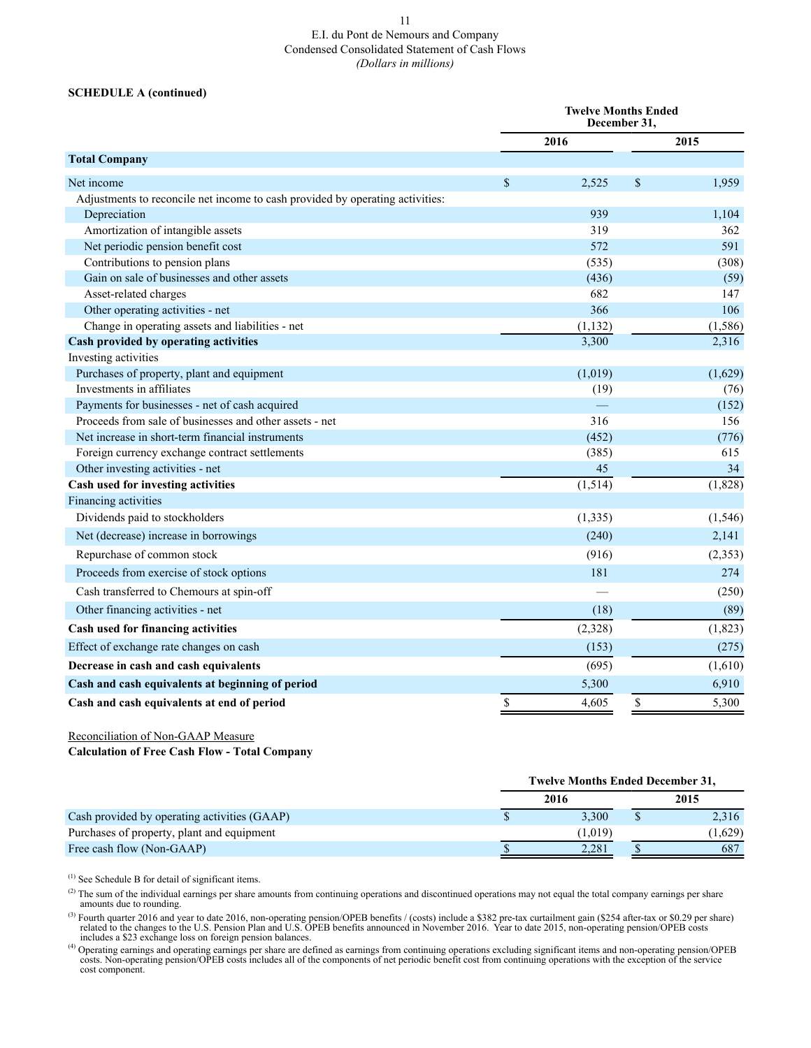E.I. du Pont de Nemours and Company
Condensed Consolidated Statement of Cash Flows
*(Dollars in millions)*

**SCHEDULE A (continued)**

| | Twelve Months Ended December 31, | |
|---|---|---|
| | 2016 | 2015 |
| **Total Company** | | |
| Net income | $ 2,525 | $ 1,959 |
| Adjustments to reconcile net income to cash provided by operating activities: | | |
| Depreciation | 939 | 1,104 |
| Amortization of intangible assets | 319 | 362 |
| Net periodic pension benefit cost | 572 | 591 |
| Contributions to pension plans | (535) | (308) |
| Gain on sale of businesses and other assets | (436) | (59) |
| Asset-related charges | 682 | 147 |
| Other operating activities - net | 366 | 106 |
| Change in operating assets and liabilities - net | (1,132) | (1,586) |
| **Cash provided by operating activities** | 3,300 | 2,316 |
| Investing activities | | |
| Purchases of property, plant and equipment | (1,019) | (1,629) |
| Investments in affiliates | (19) | (76) |
| Payments for businesses - net of cash acquired | — | (152) |
| Proceeds from sale of businesses and other assets - net | 316 | 156 |
| Net increase in short-term financial instruments | (452) | (776) |
| Foreign currency exchange contract settlements | (385) | 615 |
| Other investing activities - net | 45 | 34 |
| **Cash used for investing activities** | (1,514) | (1,828) |
| Financing activities | | |
| Dividends paid to stockholders | (1,335) | (1,546) |
| Net (decrease) increase in borrowings | (240) | 2,141 |
| Repurchase of common stock | (916) | (2,353) |
| Proceeds from exercise of stock options | 181 | 274 |
| Cash transferred to Chemours at spin-off | — | (250) |
| Other financing activities - net | (18) | (89) |
| **Cash used for financing activities** | (2,328) | (1,823) |
| Effect of exchange rate changes on cash | (153) | (275) |
| **Decrease in cash and cash equivalents** | (695) | (1,610) |
| **Cash and cash equivalents at beginning of period** | 5,300 | 6,910 |
| **Cash and cash equivalents at end of period** | $ 4,605 | $ 5,300 |

Reconciliation of Non-GAAP Measure

**Calculation of Free Cash Flow - Total Company**

| | Twelve Months Ended December 31, | |
|---|---|---|
| | 2016 | 2015 |
| Cash provided by operating activities (GAAP) | $ 3,300 | $ 2,316 |
| Purchases of property, plant and equipment | (1,019) | (1,629) |
| Free cash flow (Non-GAAP) | $ 2,281 | $ 687 |

[1] See Schedule B for detail of significant items.

[2] The sum of the individual earnings per share amounts from continuing operations and discontinued operations may not equal the total company earnings per share amounts due to rounding.

[3] Fourth quarter 2016 and year to date 2016, non-operating pension/OPEB benefits / (costs) include a $382 pre-tax curtailment gain ($254 after-tax or $0.29 per share) related to the changes to the U.S. Pension Plan and U.S. OPEB benefits announced in November 2016. Year to date 2015, non-operating pension/OPEB costs includes a $23 exchange loss on foreign pension balances.

[4] Operating earnings and operating earnings per share are defined as earnings from continuing operations excluding significant items and non-operating pension/OPEB costs. Non-operating pension/OPEB costs includes all of the components of net periodic benefit cost from continuing operations with the exception of the service cost component.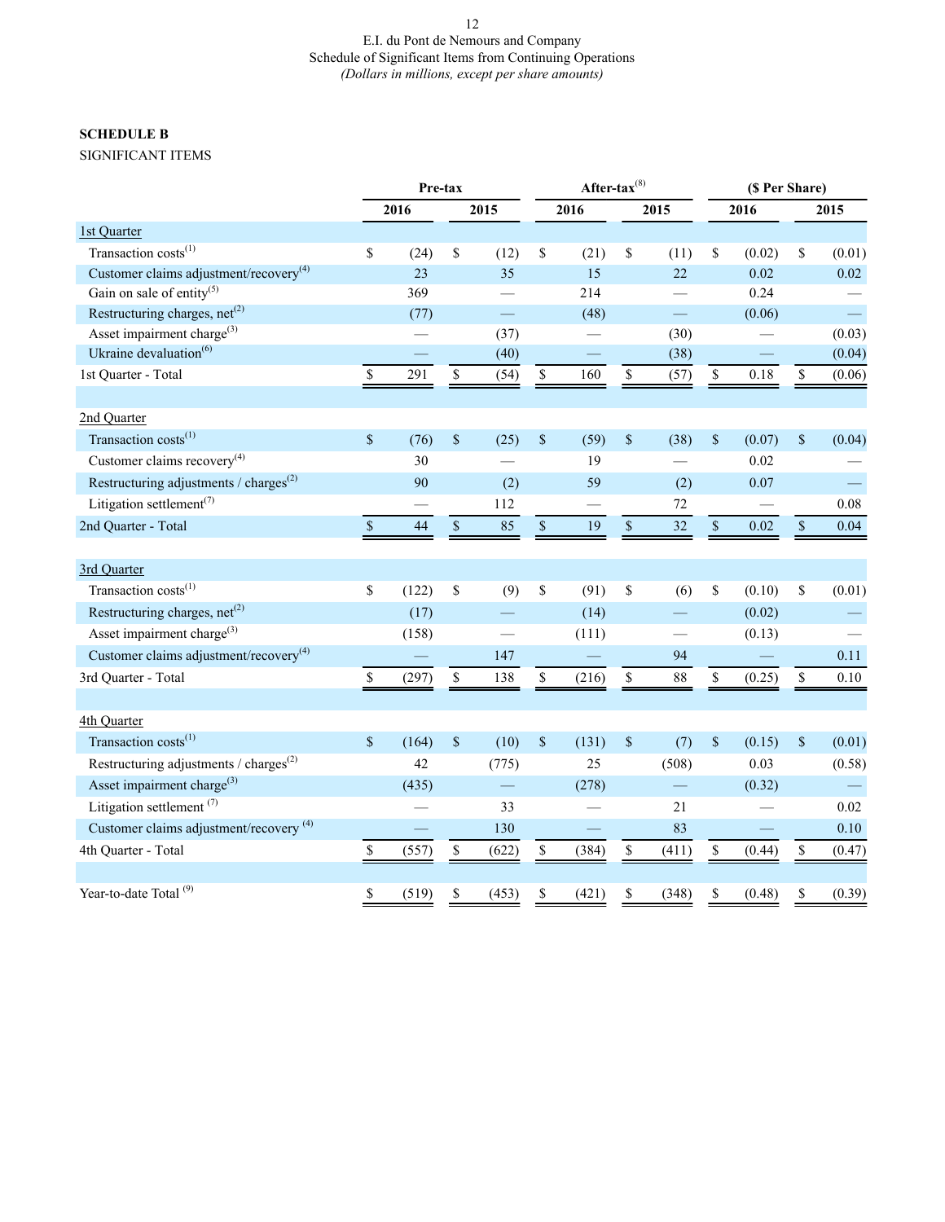E.I. du Pont de Nemours and Company
Schedule of Significant Items from Continuing Operations
*(Dollars in millions, except per share amounts)*

**SCHEDULE B**

SIGNIFICANT ITEMS

| | Pre-tax | | After-tax[8] | | ($ Per Share) | |
|---|---|---|---|---|---|---|
| | 2016 | 2015 | 2016 | 2015 | 2016 | 2015 |
| 1st Quarter | | | | | | |
| Transaction costs[1] | $ (24) | $ (12) | $ (21) | $ (11) | $ (0.02) | $ (0.01) |
| Customer claims adjustment/recovery[4] | 23 | 35 | 15 | 22 | 0.02 | 0.02 |
| Gain on sale of entity[5] | 369 | — | 214 | — | 0.24 | — |
| Restructuring charges, net[2] | (77) | — | (48) | — | (0.06) | — |
| Asset impairment charge[3] | — | (37) | — | (30) | — | (0.03) |
| Ukraine devaluation[6] | — | (40) | — | (38) | — | (0.04) |
| 1st Quarter - Total | $ 291 | $ (54) | $ 160 | $ (57) | $ 0.18 | $ (0.06) |
| | | | | | | |
| 2nd Quarter | | | | | | |
| Transaction costs[1] | $ (76) | $ (25) | $ (59) | $ (38) | $ (0.07) | $ (0.04) |
| Customer claims recovery[4] | 30 | — | 19 | — | 0.02 | — |
| Restructuring adjustments / charges[2] | 90 | (2) | 59 | (2) | 0.07 | — |
| Litigation settlement[7] | — | 112 | — | 72 | — | 0.08 |
| 2nd Quarter - Total | $ 44 | $ 85 | $ 19 | $ 32 | $ 0.02 | $ 0.04 |
| | | | | | | |
| 3rd Quarter | | | | | | |
| Transaction costs[1] | $ (122) | $ (9) | $ (91) | $ (6) | $ (0.10) | $ (0.01) |
| Restructuring charges, net[2] | (17) | — | (14) | — | (0.02) | — |
| Asset impairment charge[3] | (158) | — | (111) | — | (0.13) | — |
| Customer claims adjustment/recovery[4] | — | 147 | — | 94 | — | 0.11 |
| 3rd Quarter - Total | $ (297) | $ 138 | $ (216) | $ 88 | $ (0.25) | $ 0.10 |
| | | | | | | |
| 4th Quarter | | | | | | |
| Transaction costs[1] | $ (164) | $ (10) | $ (131) | $ (7) | $ (0.15) | $ (0.01) |
| Restructuring adjustments / charges[2] | 42 | (775) | 25 | (508) | 0.03 | (0.58) |
| Asset impairment charge[3] | (435) | — | (278) | — | (0.32) | — |
| Litigation settlement [7] | — | 33 | — | 21 | — | 0.02 |
| Customer claims adjustment/recovery [4] | — | 130 | — | 83 | — | 0.10 |
| 4th Quarter - Total | $ (557) | $ (622) | $ (384) | $ (411) | $ (0.44) | $ (0.47) |
| | | | | | | |
| Year-to-date Total [9] | $ (519) | $ (453) | $ (421) | $ (348) | $ (0.48) | $ (0.39) |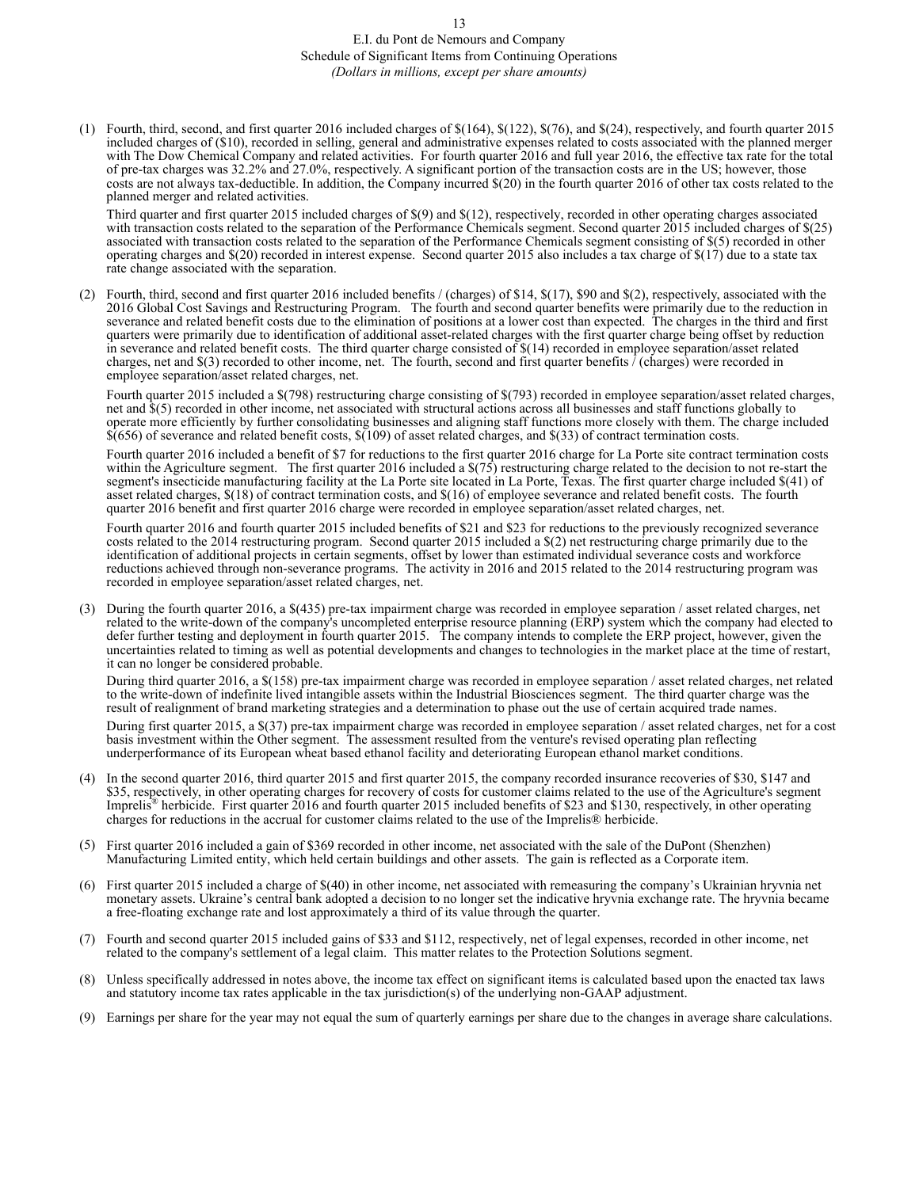E.I. du Pont de Nemours and Company
Schedule of Significant Items from Continuing Operations
*(Dollars in millions, except per share amounts)*

(1) Fourth, third, second, and first quarter 2016 included charges of $(164), $(122), $(76), and $(24), respectively, and fourth quarter 2015 included charges of ($10), recorded in selling, general and administrative expenses related to costs associated with the planned merger with The Dow Chemical Company and related activities. For fourth quarter 2016 and full year 2016, the effective tax rate for the total of pre-tax charges was 32.2% and 27.0%, respectively. A significant portion of the transaction costs are in the US; however, those costs are not always tax-deductible. In addition, the Company incurred $(20) in the fourth quarter 2016 of other tax costs related to the planned merger and related activities.

Third quarter and first quarter 2015 included charges of $(9) and $(12), respectively, recorded in other operating charges associated with transaction costs related to the separation of the Performance Chemicals segment. Second quarter 2015 included charges of $(25) associated with transaction costs related to the separation of the Performance Chemicals segment consisting of $(5) recorded in other operating charges and $(20) recorded in interest expense. Second quarter 2015 also includes a tax charge of $(17) due to a state tax rate change associated with the separation.

(2) Fourth, third, second and first quarter 2016 included benefits / (charges) of $14, $(17), $90 and $(2), respectively, associated with the 2016 Global Cost Savings and Restructuring Program. The fourth and second quarter benefits were primarily due to the reduction in severance and related benefit costs due to the elimination of positions at a lower cost than expected. The charges in the third and first quarters were primarily due to identification of additional asset-related charges with the first quarter charge being offset by reduction in severance and related benefit costs. The third quarter charge consisted of $(14) recorded in employee separation/asset related charges, net and $(3) recorded to other income, net. The fourth, second and first quarter benefits / (charges) were recorded in employee separation/asset related charges, net.

Fourth quarter 2015 included a $(798) restructuring charge consisting of $(793) recorded in employee separation/asset related charges, net and $(5) recorded in other income, net associated with structural actions across all businesses and staff functions globally to operate more efficiently by further consolidating businesses and aligning staff functions more closely with them. The charge included $(656) of severance and related benefit costs, $(109) of asset related charges, and $(33) of contract termination costs.

Fourth quarter 2016 included a benefit of $7 for reductions to the first quarter 2016 charge for La Porte site contract termination costs within the Agriculture segment. The first quarter 2016 included a $(75) restructuring charge related to the decision to not re-start the segment's insecticide manufacturing facility at the La Porte site located in La Porte, Texas. The first quarter charge included $(41) of asset related charges, $(18) of contract termination costs, and $(16) of employee severance and related benefit costs. The fourth quarter 2016 benefit and first quarter 2016 charge were recorded in employee separation/asset related charges, net.

Fourth quarter 2016 and fourth quarter 2015 included benefits of $21 and $23 for reductions to the previously recognized severance costs related to the 2014 restructuring program. Second quarter 2015 included a $(2) net restructuring charge primarily due to the identification of additional projects in certain segments, offset by lower than estimated individual severance costs and workforce reductions achieved through non-severance programs. The activity in 2016 and 2015 related to the 2014 restructuring program was recorded in employee separation/asset related charges, net.

(3) During the fourth quarter 2016, a $(435) pre-tax impairment charge was recorded in employee separation / asset related charges, net related to the write-down of the company's uncompleted enterprise resource planning (ERP) system which the company had elected to defer further testing and deployment in fourth quarter 2015. The company intends to complete the ERP project, however, given the uncertainties related to timing as well as potential developments and changes to technologies in the market place at the time of restart, it can no longer be considered probable.

During third quarter 2016, a $(158) pre-tax impairment charge was recorded in employee separation / asset related charges, net related to the write-down of indefinite lived intangible assets within the Industrial Biosciences segment. The third quarter charge was the result of realignment of brand marketing strategies and a determination to phase out the use of certain acquired trade names.

During first quarter 2015, a $(37) pre-tax impairment charge was recorded in employee separation / asset related charges, net for a cost basis investment within the Other segment. The assessment resulted from the venture's revised operating plan reflecting underperformance of its European wheat based ethanol facility and deteriorating European ethanol market conditions.

(4) In the second quarter 2016, third quarter 2015 and first quarter 2015, the company recorded insurance recoveries of $30, $147 and $35, respectively, in other operating charges for recovery of costs for customer claims related to the use of the Agriculture's segment Imprelis® herbicide. First quarter 2016 and fourth quarter 2015 included benefits of $23 and $130, respectively, in other operating charges for reductions in the accrual for customer claims related to the use of the Imprelis® herbicide.

(5) First quarter 2016 included a gain of $369 recorded in other income, net associated with the sale of the DuPont (Shenzhen) Manufacturing Limited entity, which held certain buildings and other assets. The gain is reflected as a Corporate item.

(6) First quarter 2015 included a charge of $(40) in other income, net associated with remeasuring the company's Ukrainian hryvnia net monetary assets. Ukraine's central bank adopted a decision to no longer set the indicative hryvnia exchange rate. The hryvnia became a free-floating exchange rate and lost approximately a third of its value through the quarter.

(7) Fourth and second quarter 2015 included gains of $33 and $112, respectively, net of legal expenses, recorded in other income, net related to the company's settlement of a legal claim. This matter relates to the Protection Solutions segment.

(8) Unless specifically addressed in notes above, the income tax effect on significant items is calculated based upon the enacted tax laws and statutory income tax rates applicable in the tax jurisdiction(s) of the underlying non-GAAP adjustment.

(9) Earnings per share for the year may not equal the sum of quarterly earnings per share due to the changes in average share calculations.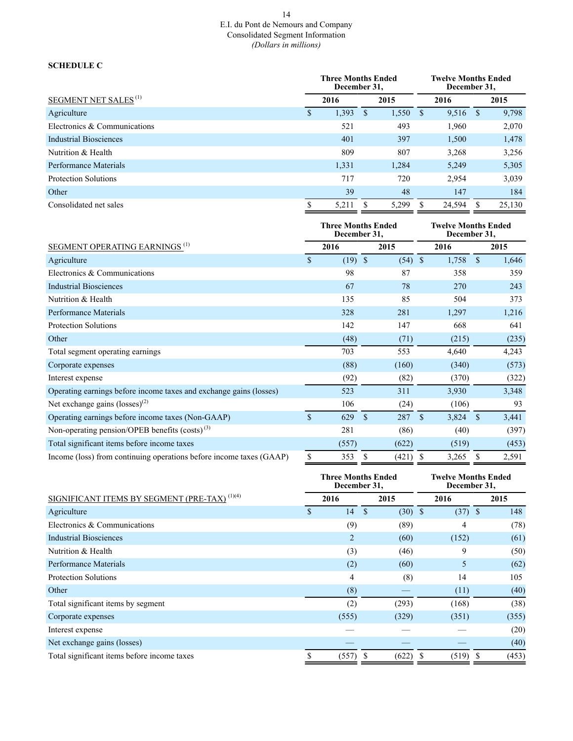E.I. du Pont de Nemours and Company
Consolidated Segment Information
*(Dollars in millions)*

**SCHEDULE C**

| SEGMENT NET SALES [1] | Three Months Ended December 31, 2016 | Three Months Ended December 31, 2015 | Twelve Months Ended December 31, 2016 | Twelve Months Ended December 31, 2015 |
|---|---|---|---|---|
| Agriculture | $ 1,393 | $ 1,550 | $ 9,516 | $ 9,798 |
| Electronics & Communications | 521 | 493 | 1,960 | 2,070 |
| Industrial Biosciences | 401 | 397 | 1,500 | 1,478 |
| Nutrition & Health | 809 | 807 | 3,268 | 3,256 |
| Performance Materials | 1,331 | 1,284 | 5,249 | 5,305 |
| Protection Solutions | 717 | 720 | 2,954 | 3,039 |
| Other | 39 | 48 | 147 | 184 |
| Consolidated net sales | $ 5,211 | $ 5,299 | $ 24,594 | $ 25,130 |

| SEGMENT OPERATING EARNINGS [1] | Three Months Ended December 31, 2016 | Three Months Ended December 31, 2015 | Twelve Months Ended December 31, 2016 | Twelve Months Ended December 31, 2015 |
|---|---|---|---|---|
| Agriculture | $ (19) | $ (54) | $ 1,758 | $ 1,646 |
| Electronics & Communications | 98 | 87 | 358 | 359 |
| Industrial Biosciences | 67 | 78 | 270 | 243 |
| Nutrition & Health | 135 | 85 | 504 | 373 |
| Performance Materials | 328 | 281 | 1,297 | 1,216 |
| Protection Solutions | 142 | 147 | 668 | 641 |
| Other | (48) | (71) | (215) | (235) |
| Total segment operating earnings | 703 | 553 | 4,640 | 4,243 |
| Corporate expenses | (88) | (160) | (340) | (573) |
| Interest expense | (92) | (82) | (370) | (322) |
| Operating earnings before income taxes and exchange gains (losses) | 523 | 311 | 3,930 | 3,348 |
| Net exchange gains (losses)[2] | 106 | (24) | (106) | 93 |
| Operating earnings before income taxes (Non-GAAP) | $ 629 | $ 287 | $ 3,824 | $ 3,441 |
| Non-operating pension/OPEB benefits (costs) [3] | 281 | (86) | (40) | (397) |
| Total significant items before income taxes | (557) | (622) | (519) | (453) |
| Income (loss) from continuing operations before income taxes (GAAP) | $ 353 | $ (421) | $ 3,265 | $ 2,591 |

| SIGNIFICANT ITEMS BY SEGMENT (PRE-TAX) [1][4] | Three Months Ended December 31, 2016 | Three Months Ended December 31, 2015 | Twelve Months Ended December 31, 2016 | Twelve Months Ended December 31, 2015 |
|---|---|---|---|---|
| Agriculture | $ 14 | $ (30) | $ (37) | $ 148 |
| Electronics & Communications | (9) | (89) | 4 | (78) |
| Industrial Biosciences | 2 | (60) | (152) | (61) |
| Nutrition & Health | (3) | (46) | 9 | (50) |
| Performance Materials | (2) | (60) | 5 | (62) |
| Protection Solutions | 4 | (8) | 14 | 105 |
| Other | (8) | — | (11) | (40) |
| Total significant items by segment | (2) | (293) | (168) | (38) |
| Corporate expenses | (555) | (329) | (351) | (355) |
| Interest expense | — | — | — | (20) |
| Net exchange gains (losses) | — | — | — | (40) |
| Total significant items before income taxes | $ (557) | $ (622) | $ (519) | $ (453) |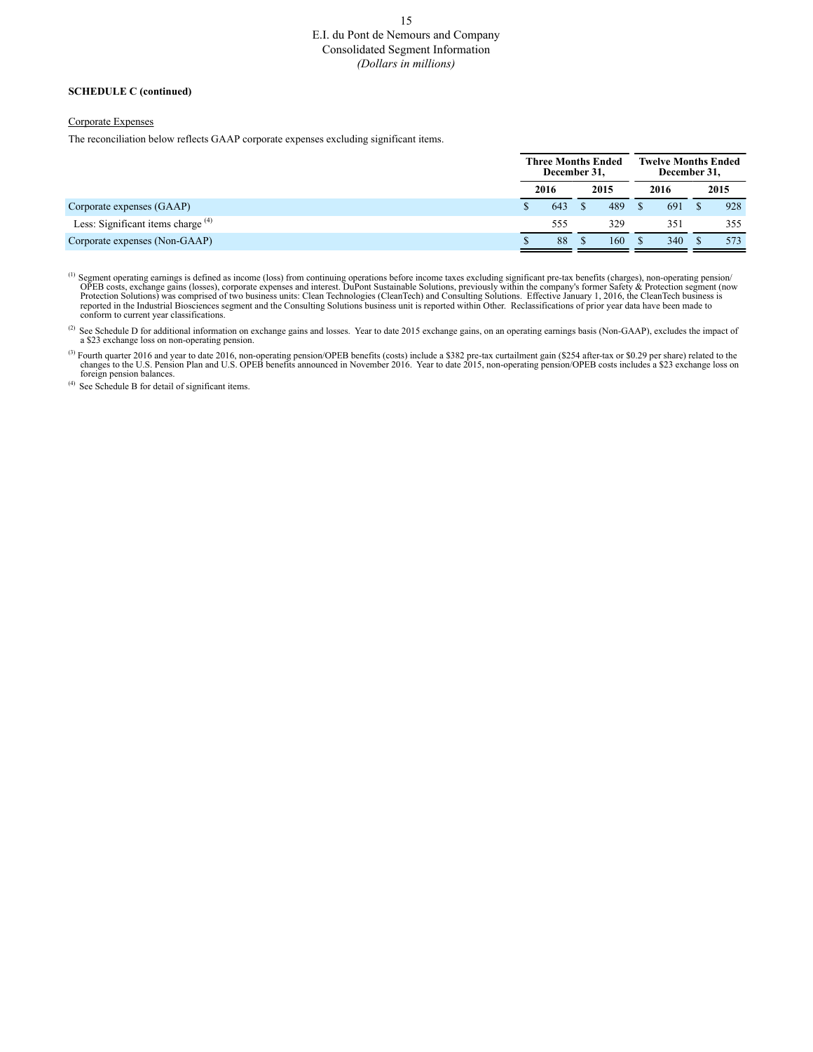E.I. du Pont de Nemours and Company
Consolidated Segment Information
*(Dollars in millions)*

**SCHEDULE C (continued)**

Corporate Expenses

The reconciliation below reflects GAAP corporate expenses excluding significant items.

| | Three Months Ended December 31, | | Twelve Months Ended December 31, | |
|---|---|---|---|---|
| | 2016 | 2015 | 2016 | 2015 |
| Corporate expenses (GAAP) | $ 643 | $ 489 | $ 691 | $ 928 |
| Less: Significant items charge [4] | 555 | 329 | 351 | 355 |
| Corporate expenses (Non-GAAP) | $ 88 | $ 160 | $ 340 | $ 573 |

[1] Segment operating earnings is defined as income (loss) from continuing operations before income taxes excluding significant pre-tax benefits (charges), non-operating pension/OPEB costs, exchange gains (losses), corporate expenses and interest. DuPont Sustainable Solutions, previously within the company's former Safety & Protection segment (now Protection Solutions) was comprised of two business units: Clean Technologies (CleanTech) and Consulting Solutions. Effective January 1, 2016, the CleanTech business is reported in the Industrial Biosciences segment and the Consulting Solutions business unit is reported within Other. Reclassifications of prior year data have been made to conform to current year classifications.

[2] See Schedule D for additional information on exchange gains and losses. Year to date 2015 exchange gains, on an operating earnings basis (Non-GAAP), excludes the impact of a $23 exchange loss on non-operating pension.

[3] Fourth quarter 2016 and year to date 2016, non-operating pension/OPEB benefits (costs) include a $382 pre-tax curtailment gain ($254 after-tax or $0.29 per share) related to the changes to the U.S. Pension Plan and U.S. OPEB benefits announced in November 2016. Year to date 2015, non-operating pension/OPEB costs includes a $23 exchange loss on foreign pension balances.

[4] See Schedule B for detail of significant items.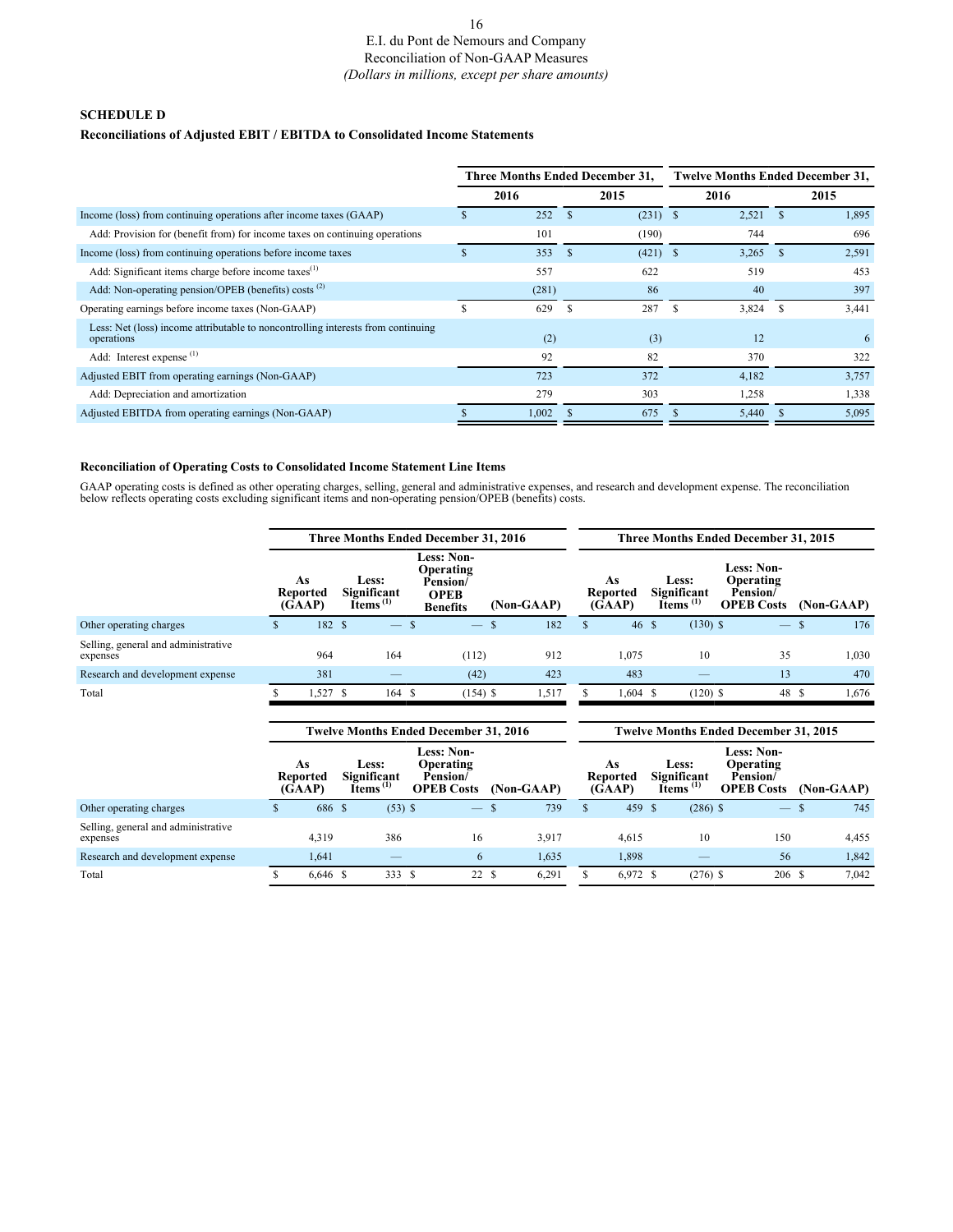E.I. du Pont de Nemours and Company
Reconciliation of Non-GAAP Measures
*(Dollars in millions, except per share amounts)*

**SCHEDULE D**

**Reconciliations of Adjusted EBIT / EBITDA to Consolidated Income Statements**

| | Three Months Ended December 31, | | Twelve Months Ended December 31, | |
|---|---|---|---|---|
| | 2016 | 2015 | 2016 | 2015 |
| Income (loss) from continuing operations after income taxes (GAAP) | $ 252 | $ (231) | $ 2,521 | $ 1,895 |
| Add: Provision for (benefit from) for income taxes on continuing operations | 101 | (190) | 744 | 696 |
| Income (loss) from continuing operations before income taxes | $ 353 | $ (421) | $ 3,265 | $ 2,591 |
| Add: Significant items charge before income taxes[(1)] | 557 | 622 | 519 | 453 |
| Add: Non-operating pension/OPEB (benefits) costs [(2)] | (281) | 86 | 40 | 397 |
| Operating earnings before income taxes (Non-GAAP) | $ 629 | $ 287 | $ 3,824 | $ 3,441 |
| Less: Net (loss) income attributable to noncontrolling interests from continuing operations | (2) | (3) | 12 | 6 |
| Add: Interest expense [(1)] | 92 | 82 | 370 | 322 |
| Adjusted EBIT from operating earnings (Non-GAAP) | 723 | 372 | 4,182 | 3,757 |
| Add: Depreciation and amortization | 279 | 303 | 1,258 | 1,338 |
| Adjusted EBITDA from operating earnings (Non-GAAP) | $ 1,002 | $ 675 | $ 5,440 | $ 5,095 |

**Reconciliation of Operating Costs to Consolidated Income Statement Line Items**

GAAP operating costs is defined as other operating charges, selling, general and administrative expenses, and research and development expense. The reconciliation below reflects operating costs excluding significant items and non-operating pension/OPEB (benefits) costs.

| | Three Months Ended December 31, 2016 | | | | Three Months Ended December 31, 2015 | | | |
|---|---|---|---|---|---|---|---|---|
| | As Reported (GAAP) | Less: Significant Items [(1)] | Less: Non-Operating Pension/ OPEB Benefits | (Non-GAAP) | As Reported (GAAP) | Less: Significant Items [(1)] | Less: Non-Operating Pension/ OPEB Costs | (Non-GAAP) |
| Other operating charges | $ 182 | $ — | $ — | $ 182 | $ 46 | $ (130) | $ — | $ 176 |
| Selling, general and administrative expenses | 964 | 164 | (112) | 912 | 1,075 | 10 | 35 | 1,030 |
| Research and development expense | 381 | — | (42) | 423 | 483 | — | 13 | 470 |
| Total | $ 1,527 | $ 164 | $ (154) | $ 1,517 | $ 1,604 | $ (120) | $ 48 | $ 1,676 |

| | Twelve Months Ended December 31, 2016 | | | | Twelve Months Ended December 31, 2015 | | | |
|---|---|---|---|---|---|---|---|---|
| | As Reported (GAAP) | Less: Significant Items [(1)] | Less: Non-Operating Pension/ OPEB Costs | (Non-GAAP) | As Reported (GAAP) | Less: Significant Items [(1)] | Less: Non-Operating Pension/ OPEB Costs | (Non-GAAP) |
| Other operating charges | $ 686 | $ (53) | $ — | $ 739 | $ 459 | $ (286) | $ — | $ 745 |
| Selling, general and administrative expenses | 4,319 | 386 | 16 | 3,917 | 4,615 | 10 | 150 | 4,455 |
| Research and development expense | 1,641 | — | 6 | 1,635 | 1,898 | — | 56 | 1,842 |
| Total | $ 6,646 | $ 333 | $ 22 | $ 6,291 | $ 6,972 | $ (276) | $ 206 | $ 7,042 |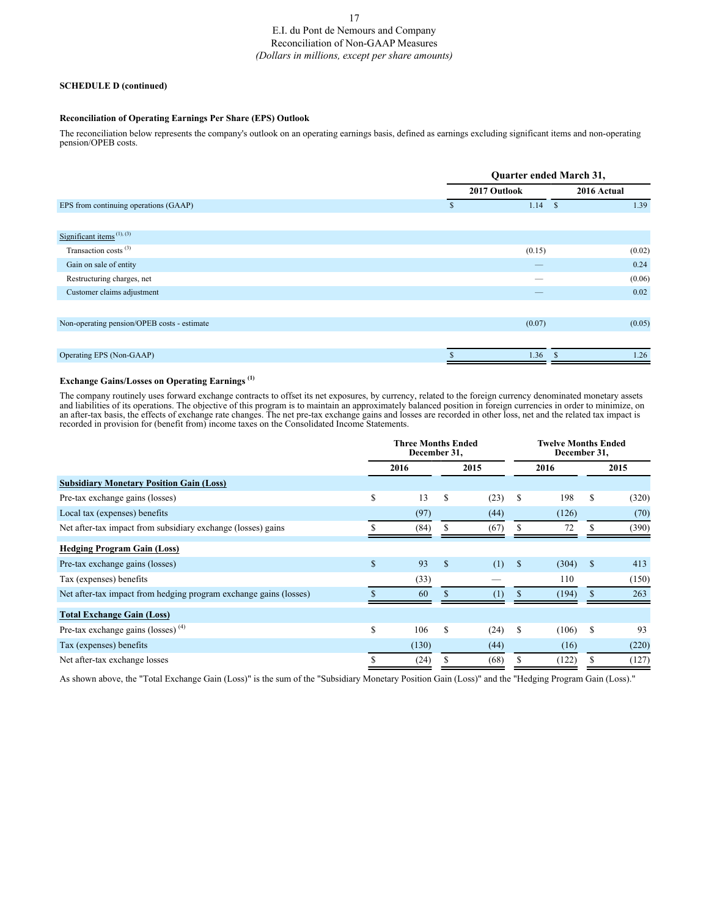# E.I. du Pont de Nemours and Company
## Reconciliation of Non-GAAP Measures
*(Dollars in millions, except per share amounts)*

**SCHEDULE D (continued)**

### Reconciliation of Operating Earnings Per Share (EPS) Outlook

The reconciliation below represents the company's outlook on an operating earnings basis, defined as earnings excluding significant items and non-operating pension/OPEB costs.

| | Quarter ended March 31, | |
|---|---|---|
| | 2017 Outlook | 2016 Actual |
| EPS from continuing operations (GAAP) | $ 1.14 | $ 1.39 |
| | | |
| Significant items [1], [3] | | |
| Transaction costs [3] | (0.15) | (0.02) |
| Gain on sale of entity | — | 0.24 |
| Restructuring charges, net | — | (0.06) |
| Customer claims adjustment | — | 0.02 |
| | | |
| Non-operating pension/OPEB costs - estimate | (0.07) | (0.05) |
| | | |
| Operating EPS (Non-GAAP) | $ 1.36 | $ 1.26 |

### Exchange Gains/Losses on Operating Earnings [1]

The company routinely uses forward exchange contracts to offset its net exposures, by currency, related to the foreign currency denominated monetary assets and liabilities of its operations. The objective of this program is to maintain an approximately balanced position in foreign currencies in order to minimize, on an after-tax basis, the effects of exchange rate changes. The net pre-tax exchange gains and losses are recorded in other loss, net and the related tax impact is recorded in provision for (benefit from) income taxes on the Consolidated Income Statements.

| | Three Months Ended December 31, | | Twelve Months Ended December 31, | |
|---|---|---|---|---|
| | 2016 | 2015 | 2016 | 2015 |
| **Subsidiary Monetary Position Gain (Loss)** | | | | |
| Pre-tax exchange gains (losses) | $ 13 | $ (23) | $ 198 | $ (320) |
| Local tax (expenses) benefits | (97) | (44) | (126) | (70) |
| Net after-tax impact from subsidiary exchange (losses) gains | $ (84) | $ (67) | $ 72 | $ (390) |
| **Hedging Program Gain (Loss)** | | | | |
| Pre-tax exchange gains (losses) | $ 93 | $ (1) | $ (304) | $ 413 |
| Tax (expenses) benefits | (33) | — | 110 | (150) |
| Net after-tax impact from hedging program exchange gains (losses) | $ 60 | $ (1) | $ (194) | $ 263 |
| **Total Exchange Gain (Loss)** | | | | |
| Pre-tax exchange gains (losses) [4] | $ 106 | $ (24) | $ (106) | $ 93 |
| Tax (expenses) benefits | (130) | (44) | (16) | (220) |
| Net after-tax exchange losses | $ (24) | $ (68) | $ (122) | $ (127) |

As shown above, the "Total Exchange Gain (Loss)" is the sum of the "Subsidiary Monetary Position Gain (Loss)" and the "Hedging Program Gain (Loss)."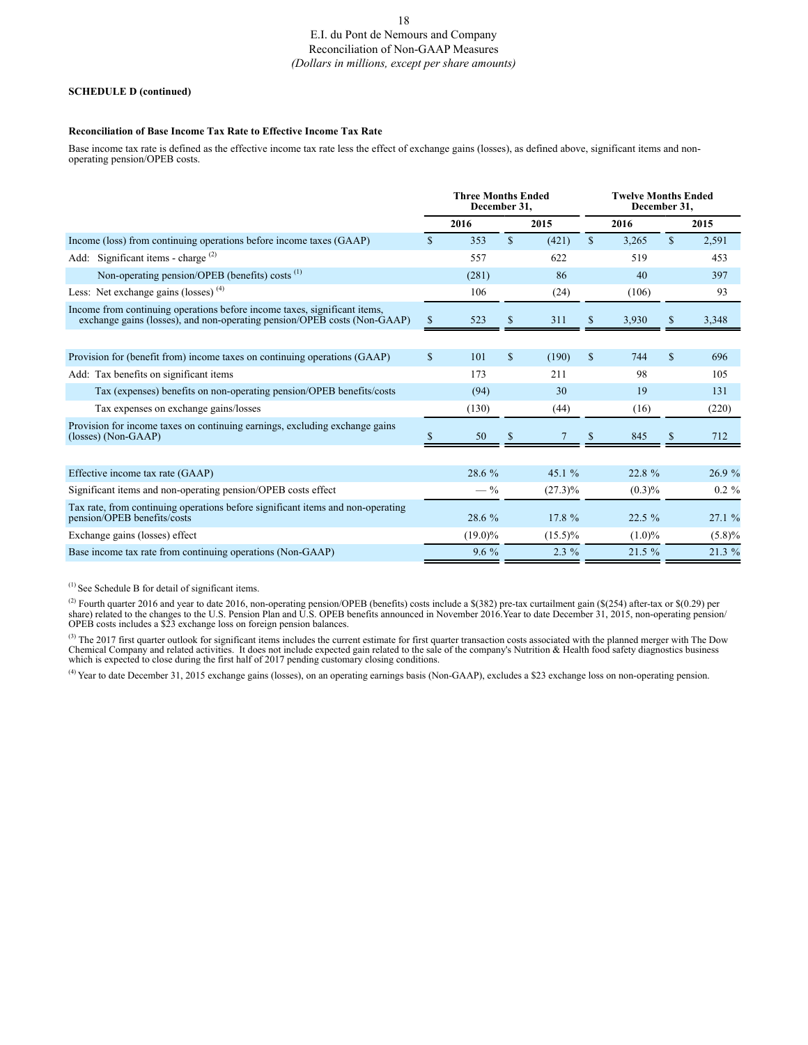E.I. du Pont de Nemours and Company
Reconciliation of Non-GAAP Measures
*(Dollars in millions, except per share amounts)*

**SCHEDULE D (continued)**

**Reconciliation of Base Income Tax Rate to Effective Income Tax Rate**

Base income tax rate is defined as the effective income tax rate less the effect of exchange gains (losses), as defined above, significant items and non-operating pension/OPEB costs.

| | Three Months Ended December 31, | | Twelve Months Ended December 31, | |
|---|---|---|---|---|
| | 2016 | 2015 | 2016 | 2015 |
| Income (loss) from continuing operations before income taxes (GAAP) | $ 353 | $ (421) | $ 3,265 | $ 2,591 |
| Add: Significant items - charge [2] | 557 | 622 | 519 | 453 |
| Non-operating pension/OPEB (benefits) costs [1] | (281) | 86 | 40 | 397 |
| Less: Net exchange gains (losses) [4] | 106 | (24) | (106) | 93 |
| Income from continuing operations before income taxes, significant items, exchange gains (losses), and non-operating pension/OPEB costs (Non-GAAP) | $ 523 | $ 311 | $ 3,930 | $ 3,348 |
| | | | | |
| Provision for (benefit from) income taxes on continuing operations (GAAP) | $ 101 | $ (190) | $ 744 | $ 696 |
| Add: Tax benefits on significant items | 173 | 211 | 98 | 105 |
| Tax (expenses) benefits on non-operating pension/OPEB benefits/costs | (94) | 30 | 19 | 131 |
| Tax expenses on exchange gains/losses | (130) | (44) | (16) | (220) |
| Provision for income taxes on continuing earnings, excluding exchange gains (losses) (Non-GAAP) | $ 50 | $ 7 | $ 845 | $ 712 |
| | | | | |
| Effective income tax rate (GAAP) | 28.6 % | 45.1 % | 22.8 % | 26.9 % |
| Significant items and non-operating pension/OPEB costs effect | — % | (27.3)% | (0.3)% | 0.2 % |
| Tax rate, from continuing operations before significant items and non-operating pension/OPEB benefits/costs | 28.6 % | 17.8 % | 22.5 % | 27.1 % |
| Exchange gains (losses) effect | (19.0)% | (15.5)% | (1.0)% | (5.8)% |
| Base income tax rate from continuing operations (Non-GAAP) | 9.6 % | 2.3 % | 21.5 % | 21.3 % |

[1] See Schedule B for detail of significant items.

[2] Fourth quarter 2016 and year to date 2016, non-operating pension/OPEB (benefits) costs include a $(382) pre-tax curtailment gain ($(254) after-tax or $(0.29) per share) related to the changes to the U.S. Pension Plan and U.S. OPEB benefits announced in November 2016.Year to date December 31, 2015, non-operating pension/OPEB costs includes a $23 exchange loss on foreign pension balances.

[3] The 2017 first quarter outlook for significant items includes the current estimate for first quarter transaction costs associated with the planned merger with The Dow Chemical Company and related activities. It does not include expected gain related to the sale of the company's Nutrition & Health food safety diagnostics business which is expected to close during the first half of 2017 pending customary closing conditions.

[4] Year to date December 31, 2015 exchange gains (losses), on an operating earnings basis (Non-GAAP), excludes a $23 exchange loss on non-operating pension.